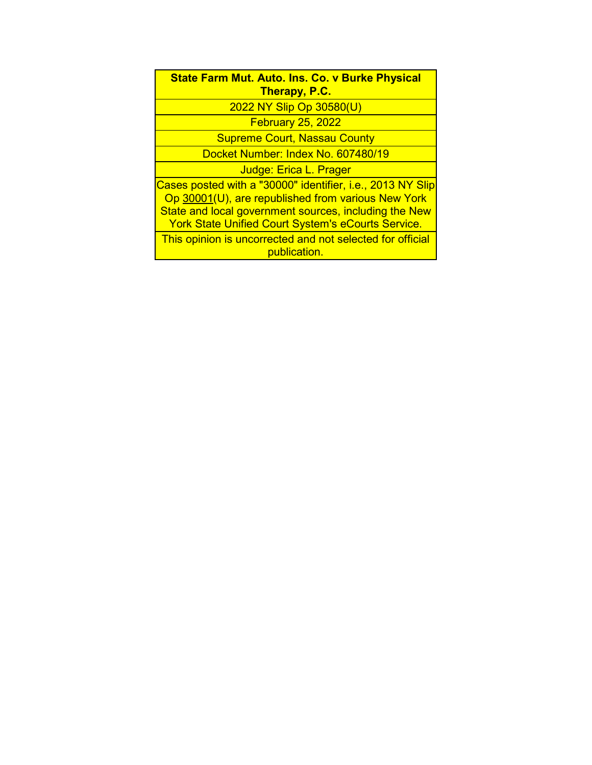**State Farm Mut. Auto. Ins. Co. v Burke Physical Therapy, P.C.**

2022 NY Slip Op 30580(U)

February 25, 2022

Supreme Court, Nassau County

Docket Number: Index No. 607480/19

Judge: Erica L. Prager

Cases posted with a "30000" identifier, i.e., 2013 NY Slip Op 30001(U), are republished from various New York State and local government sources, including the New York State Unified Court System's eCourts Service.

This opinion is uncorrected and not selected for official publication.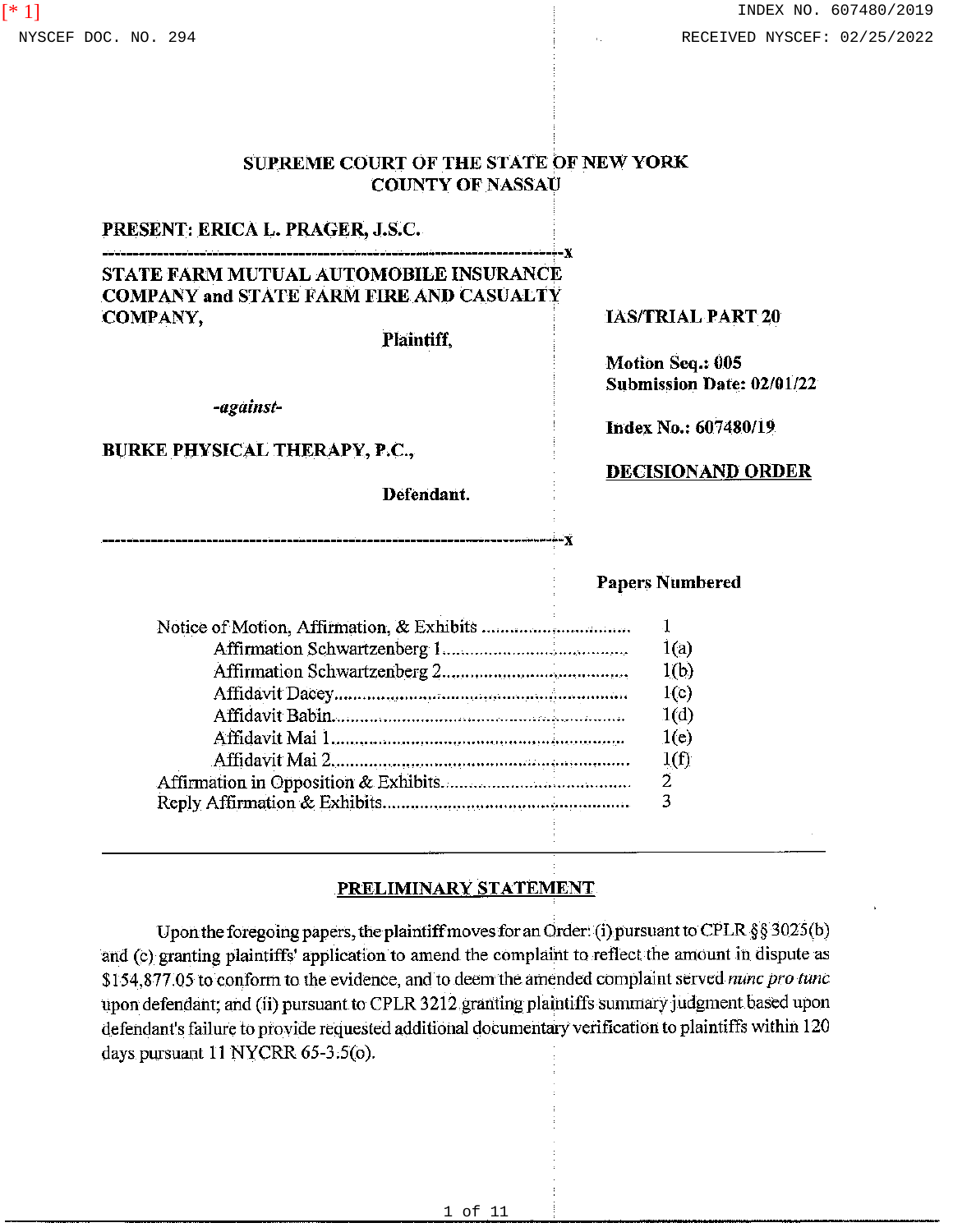SUPREME COURT OF THE STATE OF NEW YORK
COUNTY OF NASSAU

**PRESENT: ERICA L. PRAGER, J.S.C.**

**STATE FARM MUTUAL AUTOMOBILE INSURANCE COMPANY and STATE FARM FIRE AND CASUALTY COMPANY,**

**Plaintiff,**

***-against-***

**BURKE PHYSICAL THERAPY, P.C.,**

**Defendant.**

**IAS/TRIAL PART 20**

**Motion Seq.: 005**
**Submission Date: 02/01/22**

**Index No.: 607480/19**

**DECISIONAND ORDER**

| | **Papers Numbered** |
|---|---|
| Notice of Motion, Affirmation, & Exhibits | 1 |
| Affirmation Schwartzenberg 1 | 1(a) |
| Affirmation Schwartzenberg 2 | 1(b) |
| Affidavit Dacey | 1(c) |
| Affidavit Babin | 1(d) |
| Affidavit Mai 1 | 1(e) |
| Affidavit Mai 2 | 1(f) |
| Affirmation in Opposition & Exhibits | 2 |
| Reply Affirmation & Exhibits | 3 |

## PRELIMINARY STATEMENT

Upon the foregoing papers, the plaintiff moves for an Order: (i) pursuant to CPLR §§ 3025(b) and (c) granting plaintiffs' application to amend the complaint to reflect the amount in dispute as $154,877.05 to conform to the evidence, and to deem the amended complaint served *nunc pro tunc* upon defendant; and (ii) pursuant to CPLR 3212 granting plaintiffs summary judgment based upon defendant's failure to provide requested additional documentary verification to plaintiffs within 120 days pursuant 11 NYCRR 65-3.5(o).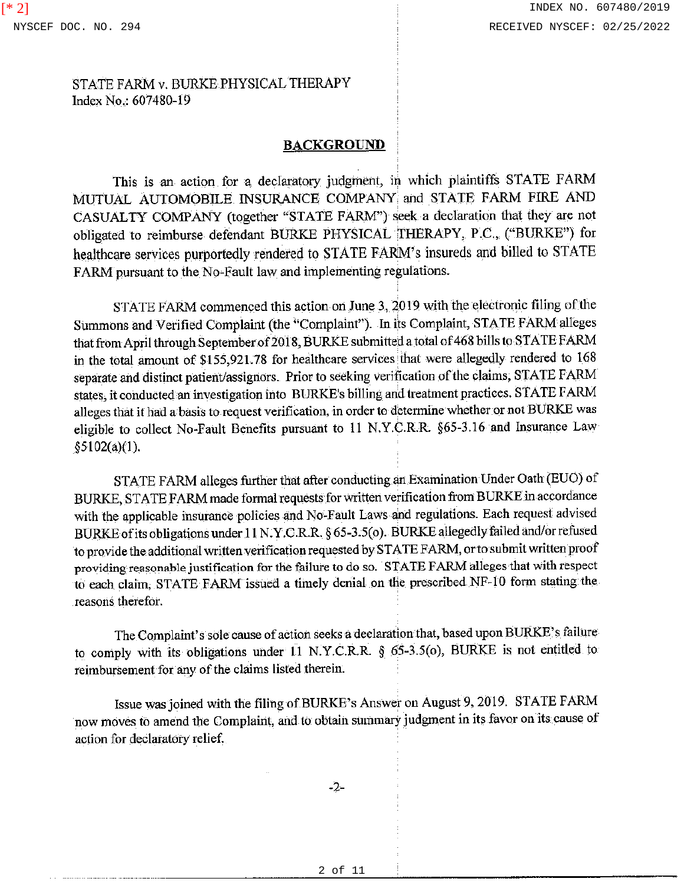STATE FARM v. BURKE PHYSICAL THERAPY
Index No.: 607480-19

## BACKGROUND

This is an action for a declaratory judgment, in which plaintiffs STATE FARM MUTUAL AUTOMOBILE INSURANCE COMPANY and STATE FARM FIRE AND CASUALTY COMPANY (together "STATE FARM") seek a declaration that they are not obligated to reimburse defendant BURKE PHYSICAL THERAPY, P.C., ("BURKE") for healthcare services purportedly rendered to STATE FARM's insureds and billed to STATE FARM pursuant to the No-Fault law and implementing regulations.

STATE FARM commenced this action on June 3, 2019 with the electronic filing of the Summons and Verified Complaint (the "Complaint"). In its Complaint, STATE FARM alleges that from April through September of 2018, BURKE submitted a total of 468 bills to STATE FARM in the total amount of $155,921.78 for healthcare services that were allegedly rendered to 168 separate and distinct patient/assignors. Prior to seeking verification of the claims, STATE FARM states, it conducted an investigation into BURKE's billing and treatment practices. STATE FARM alleges that it had a basis to request verification, in order to determine whether or not BURKE was eligible to collect No-Fault Benefits pursuant to 11 N.Y.C.R.R. §65-3.16 and Insurance Law §5102(a)(1).

STATE FARM alleges further that after conducting an Examination Under Oath (EUO) of BURKE, STATE FARM made formal requests for written verification from BURKE in accordance with the applicable insurance policies and No-Fault Laws and regulations. Each request advised BURKE of its obligations under 11 N.Y.C.R.R. § 65-3.5(o). BURKE allegedly failed and/or refused to provide the additional written verification requested by STATE FARM, or to submit written proof providing reasonable justification for the failure to do so. STATE FARM alleges that with respect to each claim, STATE FARM issued a timely denial on the prescribed NF-10 form stating the reasons therefor.

The Complaint's sole cause of action seeks a declaration that, based upon BURKE's failure to comply with its obligations under 11 N.Y.C.R.R. § 65-3.5(o), BURKE is not entitled to reimbursement for any of the claims listed therein.

Issue was joined with the filing of BURKE's Answer on August 9, 2019. STATE FARM now moves to amend the Complaint, and to obtain summary judgment in its favor on its cause of action for declaratory relief.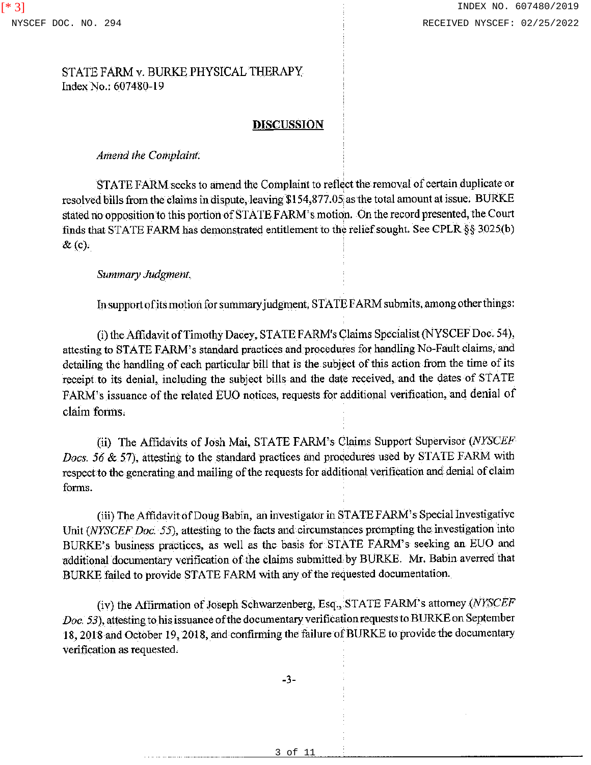STATE FARM v. BURKE PHYSICAL THERAPY
Index No.: 607480-19

## DISCUSSION

*Amend the Complaint.*

STATE FARM seeks to amend the Complaint to reflect the removal of certain duplicate or resolved bills from the claims in dispute, leaving $154,877.05 as the total amount at issue. BURKE stated no opposition to this portion of STATE FARM's motion. On the record presented, the Court finds that STATE FARM has demonstrated entitlement to the relief sought. See CPLR §§ 3025(b) & (c).

*Summary Judgment.*

In support of its motion for summary judgment, STATE FARM submits, among other things:

(i) the Affidavit of Timothy Dacey, STATE FARM's Claims Specialist (NYSCEF Doc. 54), attesting to STATE FARM's standard practices and procedures for handling No-Fault claims, and detailing the handling of each particular bill that is the subject of this action from the time of its receipt to its denial, including the subject bills and the date received, and the dates of STATE FARM's issuance of the related EUO notices, requests for additional verification, and denial of claim forms.

(ii) The Affidavits of Josh Mai, STATE FARM's Claims Support Supervisor (*NYSCEF Docs. 56* & 57), attesting to the standard practices and procedures used by STATE FARM with respect to the generating and mailing of the requests for additional verification and denial of claim forms.

(iii) The Affidavit of Doug Babin, an investigator in STATE FARM's Special Investigative Unit (*NYSCEF Doc. 55*), attesting to the facts and circumstances prompting the investigation into BURKE's business practices, as well as the basis for STATE FARM's seeking an EUO and additional documentary verification of the claims submitted by BURKE. Mr. Babin averred that BURKE failed to provide STATE FARM with any of the requested documentation.

(iv) the Affirmation of Joseph Schwarzenberg, Esq., STATE FARM's attorney (*NYSCEF Doc. 53*), attesting to his issuance of the documentary verification requests to BURKE on September 18, 2018 and October 19, 2018, and confirming the failure of BURKE to provide the documentary verification as requested.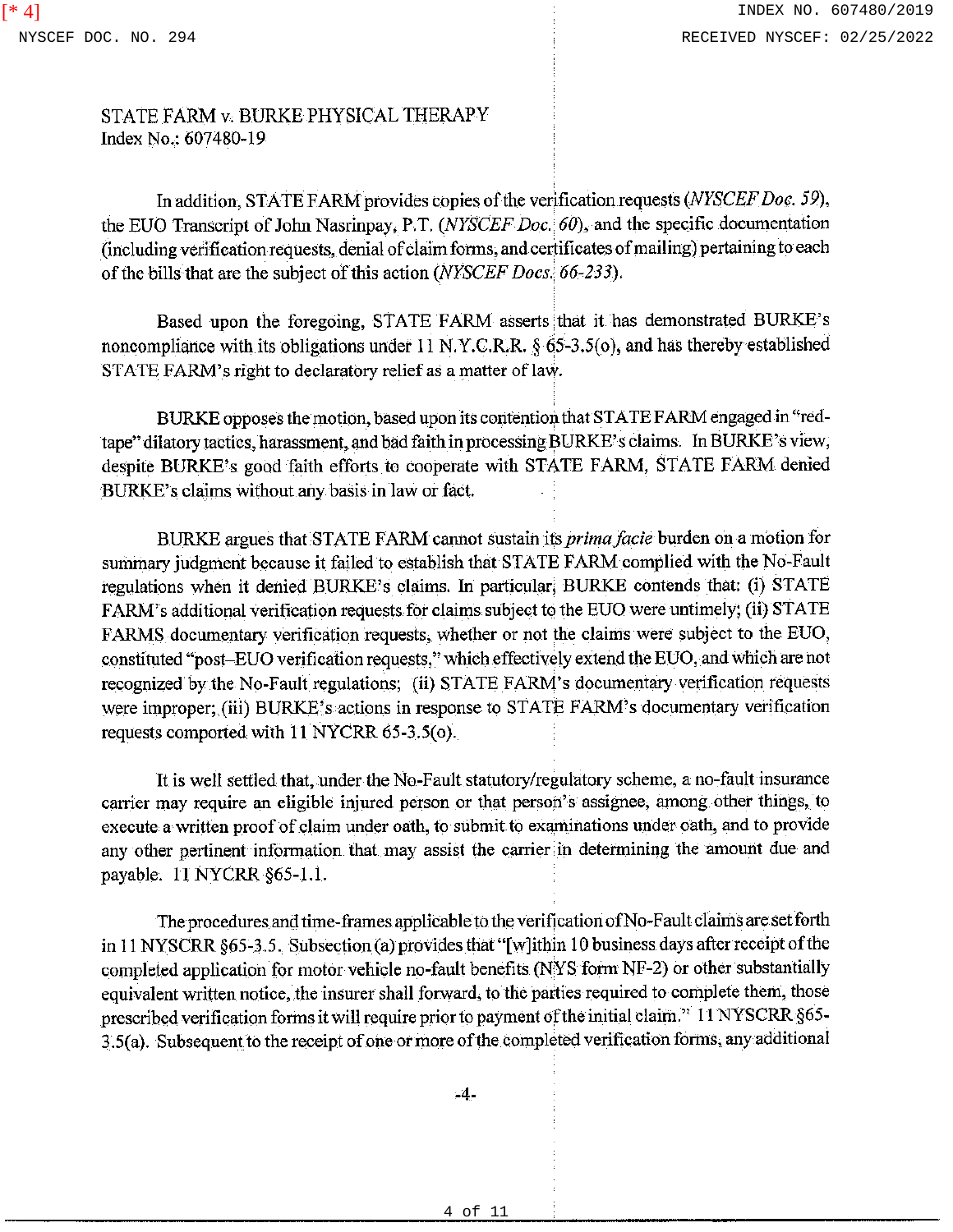STATE FARM v. BURKE PHYSICAL THERAPY
Index No.: 607480-19

In addition, STATE FARM provides copies of the verification requests (*NYSCEF Doc. 59*), the EUO Transcript of John Nasrinpay, P.T. (*NYSCEF Doc. 60*), and the specific documentation (including verification requests, denial of claim forms, and certificates of mailing) pertaining to each of the bills that are the subject of this action (*NYSCEF Docs. 66-233*).

Based upon the foregoing, STATE FARM asserts that it has demonstrated BURKE's noncompliance with its obligations under 11 N.Y.C.R.R. § 65-3.5(o), and has thereby established STATE FARM's right to declaratory relief as a matter of law.

BURKE opposes the motion, based upon its contention that STATE FARM engaged in "red-tape" dilatory tactics, harassment, and bad faith in processing BURKE's claims. In BURKE's view, despite BURKE's good faith efforts to cooperate with STATE FARM, STATE FARM denied BURKE's claims without any basis in law or fact.

BURKE argues that STATE FARM cannot sustain its *prima facie* burden on a motion for summary judgment because it failed to establish that STATE FARM complied with the No-Fault regulations when it denied BURKE's claims. In particular, BURKE contends that: (i) STATE FARM's additional verification requests for claims subject to the EUO were untimely; (ii) STATE FARMS documentary verification requests, whether or not the claims were subject to the EUO, constituted "post–EUO verification requests," which effectively extend the EUO, and which are not recognized by the No-Fault regulations; (ii) STATE FARM's documentary verification requests were improper; (iii) BURKE's actions in response to STATE FARM's documentary verification requests comported with 11 NYCRR 65-3.5(o).

It is well settled that, under the No-Fault statutory/regulatory scheme, a no-fault insurance carrier may require an eligible injured person or that person's assignee, among other things, to execute a written proof of claim under oath, to submit to examinations under oath, and to provide any other pertinent information that may assist the carrier in determining the amount due and payable. 11 NYCRR §65-1.1.

The procedures and time-frames applicable to the verification of No-Fault claims are set forth in 11 NYSCRR §65-3.5. Subsection (a) provides that "[w]ithin 10 business days after receipt of the completed application for motor vehicle no-fault benefits (NYS form NF-2) or other substantially equivalent written notice, the insurer shall forward, to the parties required to complete them, those prescribed verification forms it will require prior to payment of the initial claim." 11 NYSCRR §65-3.5(a). Subsequent to the receipt of one or more of the completed verification forms, any additional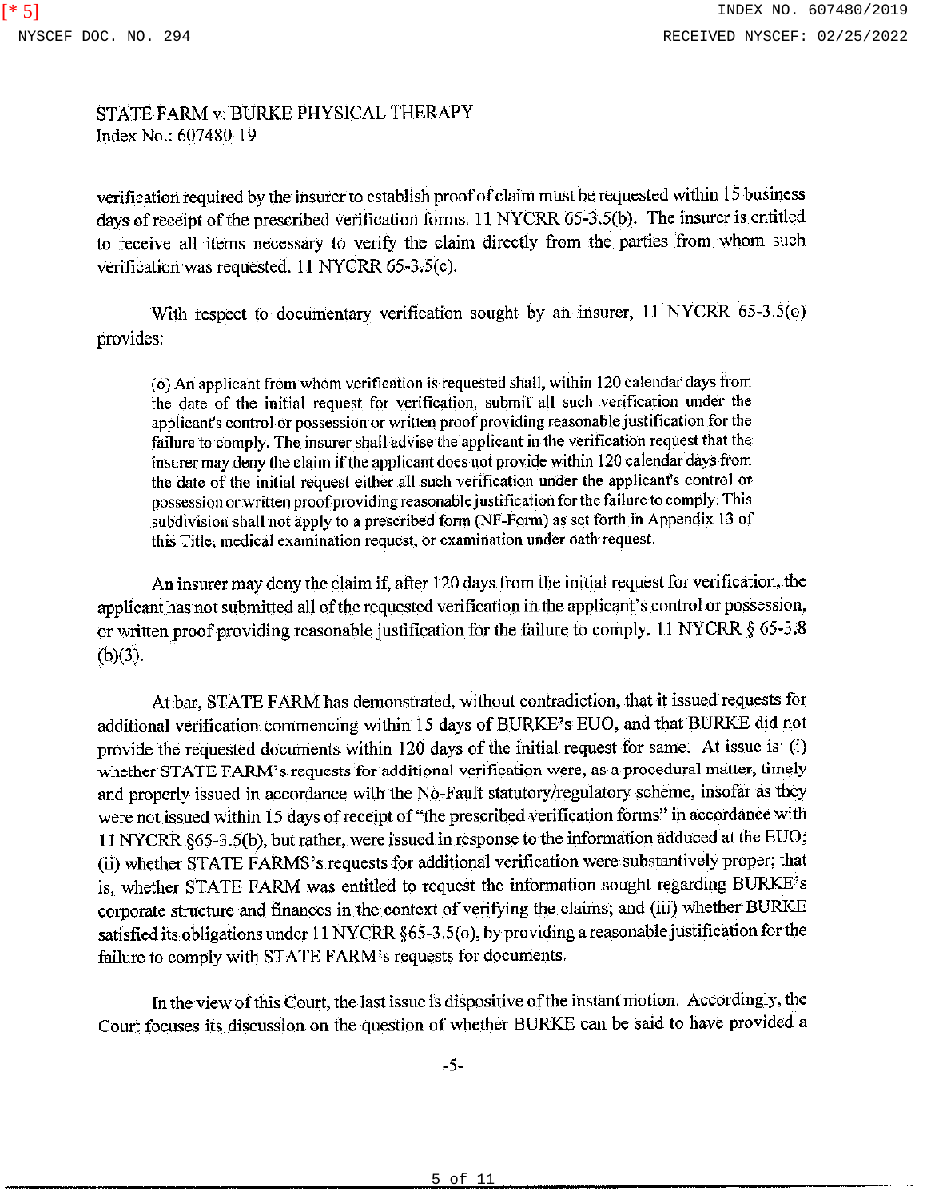STATE FARM v. BURKE PHYSICAL THERAPY
Index No.: 607480-19

verification required by the insurer to establish proof of claim must be requested within 15 business days of receipt of the prescribed verification forms. 11 NYCRR 65-3.5(b). The insurer is entitled to receive all items necessary to verify the claim directly from the parties from whom such verification was requested. 11 NYCRR 65-3.5(c).

With respect to documentary verification sought by an insurer, 11 NYCRR 65-3.5(o) provides:

> (o) An applicant from whom verification is requested shall, within 120 calendar days from the date of the initial request for verification, submit all such verification under the applicant's control or possession or written proof providing reasonable justification for the failure to comply. The insurer shall advise the applicant in the verification request that the insurer may deny the claim if the applicant does not provide within 120 calendar days from the date of the initial request either all such verification under the applicant's control or possession or written proof providing reasonable justification for the failure to comply. This subdivision shall not apply to a prescribed form (NF-Form) as set forth in Appendix 13 of this Title, medical examination request, or examination under oath request.

An insurer may deny the claim if, after 120 days from the initial request for verification, the applicant has not submitted all of the requested verification in the applicant's control or possession, or written proof providing reasonable justification for the failure to comply. 11 NYCRR § 65-3.8 (b)(3).

At bar, STATE FARM has demonstrated, without contradiction, that it issued requests for additional verification commencing within 15 days of BURKE's EUO, and that BURKE did not provide the requested documents within 120 days of the initial request for same. At issue is: (i) whether STATE FARM's requests for additional verification were, as a procedural matter, timely and properly issued in accordance with the No-Fault statutory/regulatory scheme, insofar as they were not issued within 15 days of receipt of "the prescribed verification forms" in accordance with 11 NYCRR §65-3.5(b), but rather, were issued in response to the information adduced at the EUO; (ii) whether STATE FARMS's requests for additional verification were substantively proper; that is, whether STATE FARM was entitled to request the information sought regarding BURKE's corporate structure and finances in the context of verifying the claims; and (iii) whether BURKE satisfied its obligations under 11 NYCRR §65-3.5(o), by providing a reasonable justification for the failure to comply with STATE FARM's requests for documents.

In the view of this Court, the last issue is dispositive of the instant motion. Accordingly, the Court focuses its discussion on the question of whether BURKE can be said to have provided a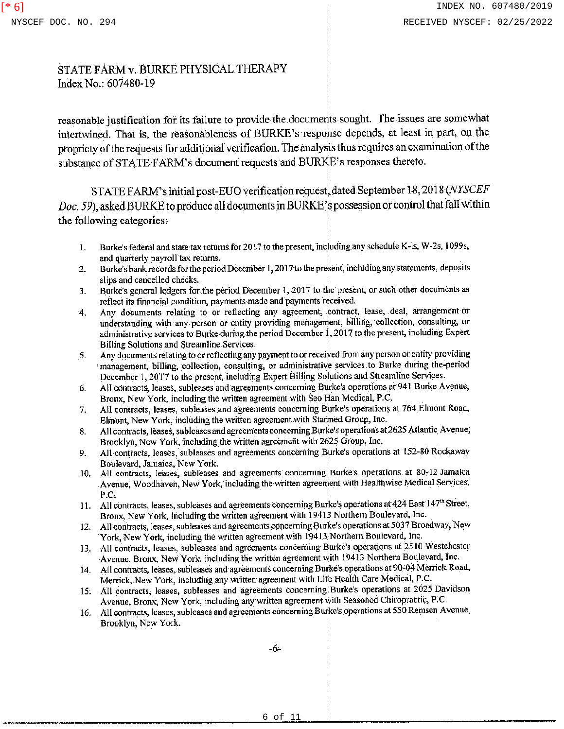STATE FARM v. BURKE PHYSICAL THERAPY
Index No.: 607480-19

reasonable justification for its failure to provide the documents sought. The issues are somewhat intertwined. That is, the reasonableness of BURKE's response depends, at least in part, on the propriety of the requests for additional verification. The analysis thus requires an examination of the substance of STATE FARM's document requests and BURKE's responses thereto.

STATE FARM's initial post-EUO verification request, dated September 18, 2018 (*NYSCEF Doc. 59*), asked BURKE to produce all documents in BURKE's possession or control that fall within the following categories:

1. Burke's federal and state tax returns for 2017 to the present, including any schedule K-1s, W-2s, 1099s, and quarterly payroll tax returns.
2. Burke's bank records for the period December 1, 2017 to the present, including any statements, deposits slips and cancelled checks.
3. Burke's general ledgers for the period December 1, 2017 to the present, or such other documents as reflect its financial condition, payments made and payments received.
4. Any documents relating to or reflecting any agreement, contract, lease, deal, arrangement or understanding with any person or entity providing management, billing, collection, consulting, or administrative services to Burke during the period December 1, 2017 to the present, including Expert Billing Solutions and Streamline Services.
5. Any documents relating to or reflecting any payment to or received from any person or entity providing management, billing, collection, consulting, or administrative services to Burke during the period December 1, 20T7 to the present, including Expert Billing Solutions and Streamline Services.
6. All contracts, leases, subleases and agreements concerning Burke's operations at 941 Burke Avenue, Bronx, New York, including the written agreement with Seo Han Medical, P.C.
7. All contracts, leases, subleases and agreements concerning Burke's operations at 764 Elmont Road, Elmont, New York, including the written agreement with Starmed Group, Inc.
8. All contracts, leases, subleases and agreements concerning Burke's operations at 2625 Atlantic Avenue, Brooklyn, New York, including the written agreement with 2625 Group, Inc.
9. All contracts, leases, subleases and agreements concerning Burke's operations at 152-80 Rockaway Boulevard, Jamaica, New York.
10. All contracts, leases, subleases and agreements concerning Burke's operations at 80-12 Jamaica Avenue, Woodhaven, New York, including the written agreement with Healthwise Medical Services, P.C.
11. All contracts, leases, subleases and agreements concerning Burke's operations at 424 East 147th Street, Bronx, New York, including the written agreement with 19413 Northern Boulevard, Inc.
12. All contracts, leases, subleases and agreements concerning Burke's operations at 5037 Broadway, New York, New York, including the written agreement with 19413 Northern Boulevard, Inc.
13. All contracts, leases, subleases and agreements concerning Burke's operations at 2510 Westchester Avenue, Bronx, New York, including the written agreement with 19413 Northern Boulevard, Inc.
14. All contracts, leases, subleases and agreements concerning Burke's operations at 90-04 Merrick Road, Merrick, New York, including any written agreement with Life Health Care Medical, P.C.
15. All contracts, leases, subleases and agreements concerning Burke's operations at 2025 Davidson Avenue, Bronx, New York, including any written agreement with Seasoned Chiropractic, P.C.
16. All contracts, leases, subleases and agreements concerning Burke's operations at 550 Remsen Avenue, Brooklyn, New York.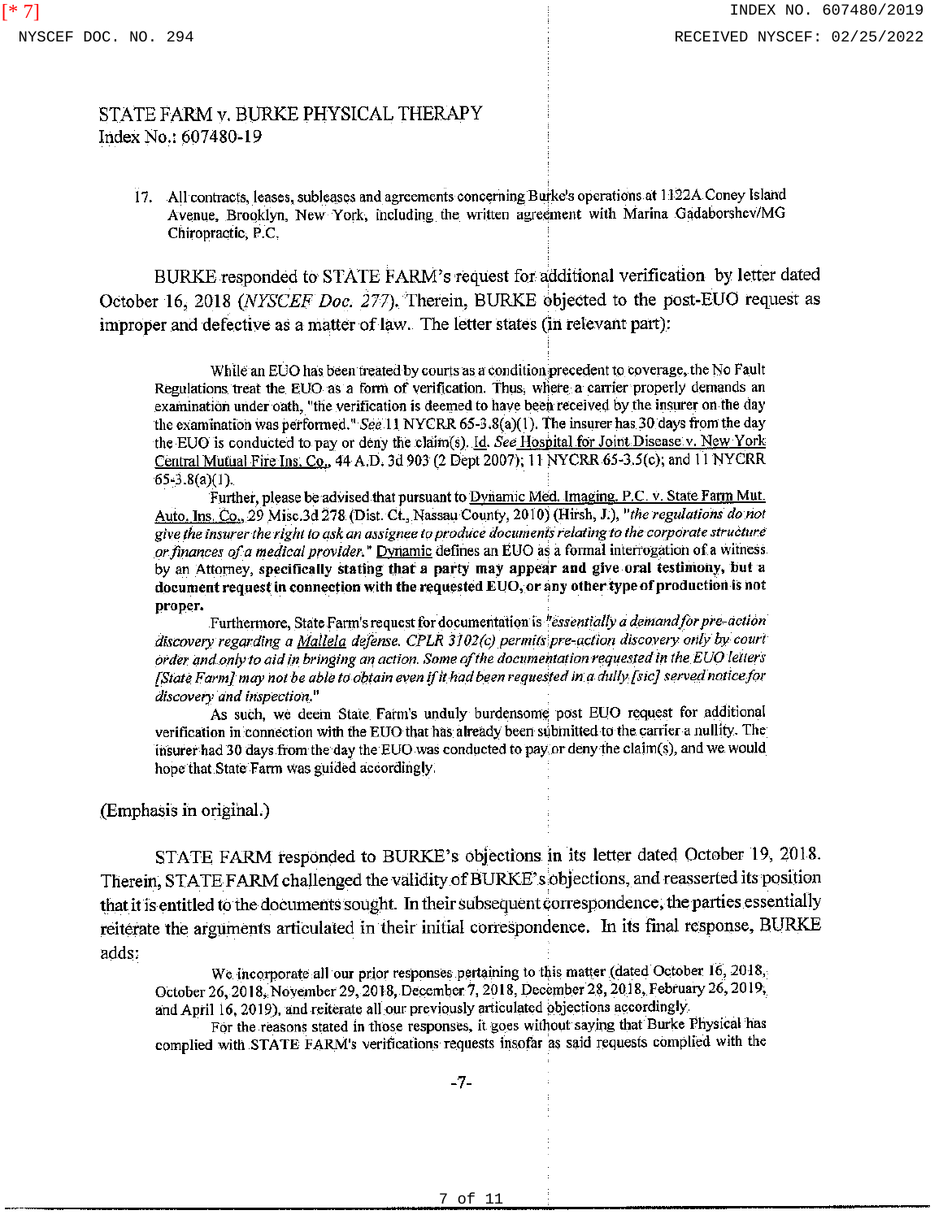STATE FARM v. BURKE PHYSICAL THERAPY
Index No.: 607480-19

17. All contracts, leases, subleases and agreements concerning Burke's operations at 1122A Coney Island Avenue, Brooklyn, New York, including the written agreement with Marina Gadaborshev/MG Chiropractic, P.C.

BURKE responded to STATE FARM's request for additional verification by letter dated October 16, 2018 (*NYSCEF Doc. 277*). Therein, BURKE objected to the post-EUO request as improper and defective as a matter of law. The letter states (in relevant part):

> While an EUO has been treated by courts as a condition precedent to coverage, the No Fault Regulations treat the EUO as a form of verification. Thus, where a carrier properly demands an examination under oath, "the verification is deemed to have been received by the insurer on the day the examination was performed." *See* 11 NYCRR 65-3.8(a)(1). The insurer has 30 days from the day the EUO is conducted to pay or deny the claim(s). Id. *See* Hospital for Joint Disease v. New York Central Mutual Fire Ins. Co., 44 A.D. 3d 903 (2 Dept 2007); 11 NYCRR 65-3.5(c); and 11 NYCRR 65-3.8(a)(1).
>
> Further, please be advised that pursuant to Dynamic Med. Imaging, P.C. v. State Farm Mut. Auto. Ins. Co., 29 Misc.3d 278 (Dist. Ct., Nassau County, 2010) (Hirsh, J.), "*the regulations do not give the insurer the right to ask an assignee to produce documents relating to the corporate structure or finances of a medical provider.*" Dynamic defines an EUO as a formal interrogation of a witness by an Attorney, **specifically stating that a party may appear and give oral testimony, but a document request in connection with the requested EUO, or any other type of production is not proper.**
>
> Furthermore, State Farm's request for documentation is "*essentially a demand for pre-action discovery regarding a* Mallela *defense. CPLR 3102(c) permits pre-action discovery only by court order and only to aid in bringing an action. Some of the documentation requested in the EUO letters [State Farm] may not be able to obtain even if it had been requested in a dully [sic] served notice for discovery and inspection.*"
>
> As such, we deem State Farm's unduly burdensome post EUO request for additional verification in connection with the EUO that has already been submitted to the carrier a nullity. The insurer had 30 days from the day the EUO was conducted to pay or deny the claim(s), and we would hope that State Farm was guided accordingly.

(Emphasis in original.)

STATE FARM responded to BURKE's objections in its letter dated October 19, 2018. Therein, STATE FARM challenged the validity of BURKE's objections, and reasserted its position that it is entitled to the documents sought. In their subsequent correspondence, the parties essentially reiterate the arguments articulated in their initial correspondence. In its final response, BURKE adds:

> We incorporate all our prior responses pertaining to this matter (dated October 16, 2018, October 26, 2018, November 29, 2018, December 7, 2018, December 28, 2018, February 26, 2019, and April 16, 2019), and reiterate all our previously articulated objections accordingly.
>
> For the reasons stated in those responses, it goes without saying that Burke Physical has complied with STATE FARM's verifications requests insofar as said requests complied with the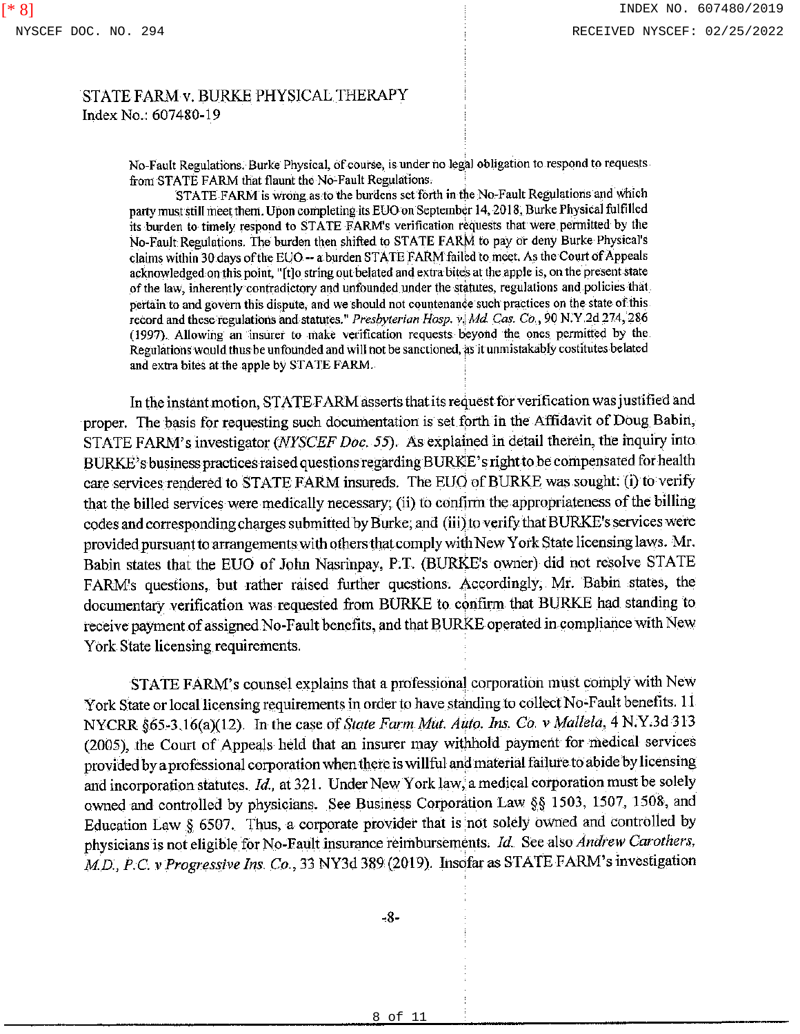STATE FARM v. BURKE PHYSICAL THERAPY
Index No.: 607480-19

> No-Fault Regulations. Burke Physical, of course, is under no legal obligation to respond to requests from STATE FARM that flaunt the No-Fault Regulations.
>
> STATE FARM is wrong as to the burdens set forth in the No-Fault Regulations and which party must still meet them. Upon completing its EUO on September 14, 2018, Burke Physical fulfilled its burden to timely respond to STATE FARM's verification requests that were permitted by the No-Fault Regulations. The burden then shifted to STATE FARM to pay or deny Burke Physical's claims within 30 days of the EUO -- a burden STATE FARM failed to meet. As the Court of Appeals acknowledged on this point, "[t]o string out belated and extra bites at the apple is, on the present state of the law, inherently contradictory and unfounded under the statutes, regulations and policies that pertain to and govern this dispute, and we should not countenance such practices on the state of this record and these regulations and statutes." *Presbyterian Hosp. v. Md. Cas. Co.*, 90 N.Y.2d 274, 286 (1997). Allowing an insurer to make verification requests beyond the ones permitted by the Regulations would thus be unfounded and will not be sanctioned, as it unmistakably costitutes belated and extra bites at the apple by STATE FARM.

In the instant motion, STATE FARM asserts that its request for verification was justified and proper. The basis for requesting such documentation is set forth in the Affidavit of Doug Babin, STATE FARM's investigator (*NYSCEF Doc. 55*). As explained in detail therein, the inquiry into BURKE's business practices raised questions regarding BURKE's right to be compensated for health care services rendered to STATE FARM insureds. The EUO of BURKE was sought: (i) to verify that the billed services were medically necessary; (ii) to confirm the appropriateness of the billing codes and corresponding charges submitted by Burke; and (iii) to verify that BURKE's services were provided pursuant to arrangements with others that comply with New York State licensing laws. Mr. Babin states that the EUO of John Nasrinpay, P.T. (BURKE's owner) did not resolve STATE FARM's questions, but rather raised further questions. Accordingly, Mr. Babin states, the documentary verification was requested from BURKE to confirm that BURKE had standing to receive payment of assigned No-Fault benefits, and that BURKE operated in compliance with New York State licensing requirements.

STATE FARM's counsel explains that a professional corporation must comply with New York State or local licensing requirements in order to have standing to collect No-Fault benefits. 11 NYCRR §65-3.16(a)(12). In the case of *State Farm Mut. Auto. Ins. Co. v Mallela*, 4 N.Y.3d 313 (2005), the Court of Appeals held that an insurer may withhold payment for medical services provided by a professional corporation when there is willful and material failure to abide by licensing and incorporation statutes. *Id.*, at 321. Under New York law, a medical corporation must be solely owned and controlled by physicians. See Business Corporation Law §§ 1503, 1507, 1508, and Education Law § 6507. Thus, a corporate provider that is not solely owned and controlled by physicians is not eligible for No-Fault insurance reimbursements. *Id.* See also *Andrew Carothers, M.D., P.C. v Progressive Ins. Co.*, 33 NY3d 389 (2019). Insofar as STATE FARM's investigation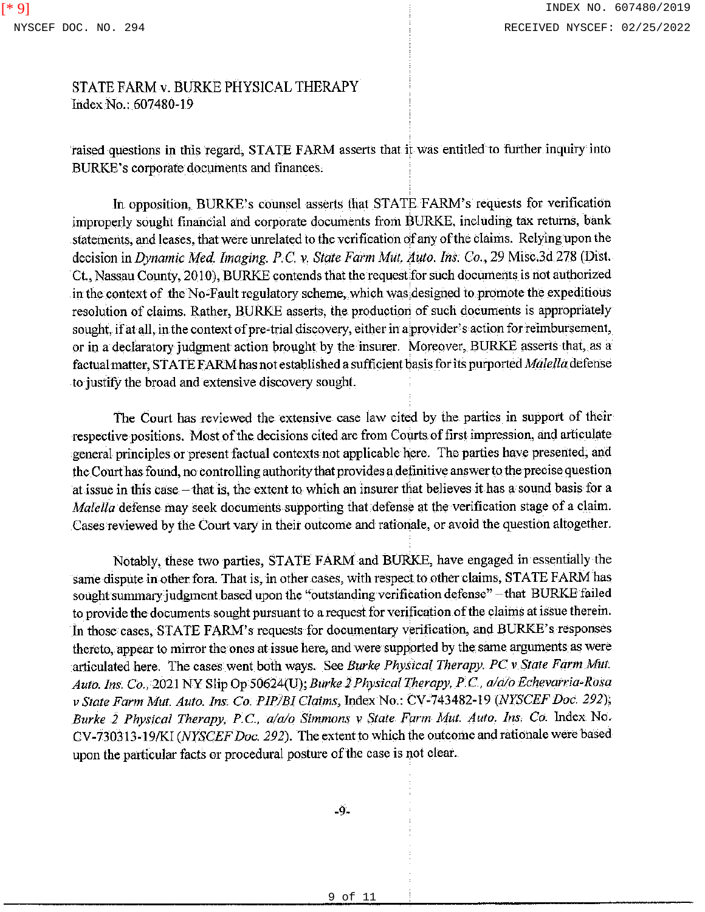raised questions in this regard, STATE FARM asserts that it was entitled to further inquiry into BURKE's corporate documents and finances.

In opposition, BURKE's counsel asserts that STATE FARM's requests for verification improperly sought financial and corporate documents from BURKE, including tax returns, bank statements, and leases, that were unrelated to the verification of any of the claims. Relying upon the decision in *Dynamic Med. Imaging. P.C. v. State Farm Mut. Auto. Ins. Co.*, 29 Misc.3d 278 (Dist. Ct., Nassau County, 2010), BURKE contends that the request for such documents is not authorized in the context of the No-Fault regulatory scheme, which was designed to promote the expeditious resolution of claims. Rather, BURKE asserts, the production of such documents is appropriately sought, if at all, in the context of pre-trial discovery, either in a provider's action for reimbursement, or in a declaratory judgment action brought by the insurer. Moreover, BURKE asserts that, as a factual matter, STATE FARM has not established a sufficient basis for its purported *Malella* defense to justify the broad and extensive discovery sought.

The Court has reviewed the extensive case law cited by the parties in support of their respective positions. Most of the decisions cited are from Courts of first impression, and articulate general principles or present factual contexts not applicable here. The parties have presented, and the Court has found, no controlling authority that provides a definitive answer to the precise question at issue in this case – that is, the extent to which an insurer that believes it has a sound basis for a *Malella* defense may seek documents supporting that defense at the verification stage of a claim. Cases reviewed by the Court vary in their outcome and rationale, or avoid the question altogether.

Notably, these two parties, STATE FARM and BURKE, have engaged in essentially the same dispute in other fora. That is, in other cases, with respect to other claims, STATE FARM has sought summary judgment based upon the "outstanding verification defense" – that BURKE failed to provide the documents sought pursuant to a request for verification of the claims at issue therein. In those cases, STATE FARM's requests for documentary verification, and BURKE's responses thereto, appear to mirror the ones at issue here, and were supported by the same arguments as were articulated here. The cases went both ways. See *Burke Physical Therapy. PC v State Farm Mut. Auto. Ins. Co.*, 2021 NY Slip Op 50624(U); *Burke 2 Physical Therapy, P.C., a/a/o Echevarria-Rosa v State Farm Mut. Auto. Ins. Co. PIP/BI Claims*, Index No.: CV-743482-19 (*NYSCEF Doc. 292*); *Burke 2 Physical Therapy, P.C., a/a/o Simmons v State Farm Mut. Auto. Ins. Co.* Index No. CV-730313-19/KI (*NYSCEF Doc. 292*). The extent to which the outcome and rationale were based upon the particular facts or procedural posture of the case is not clear.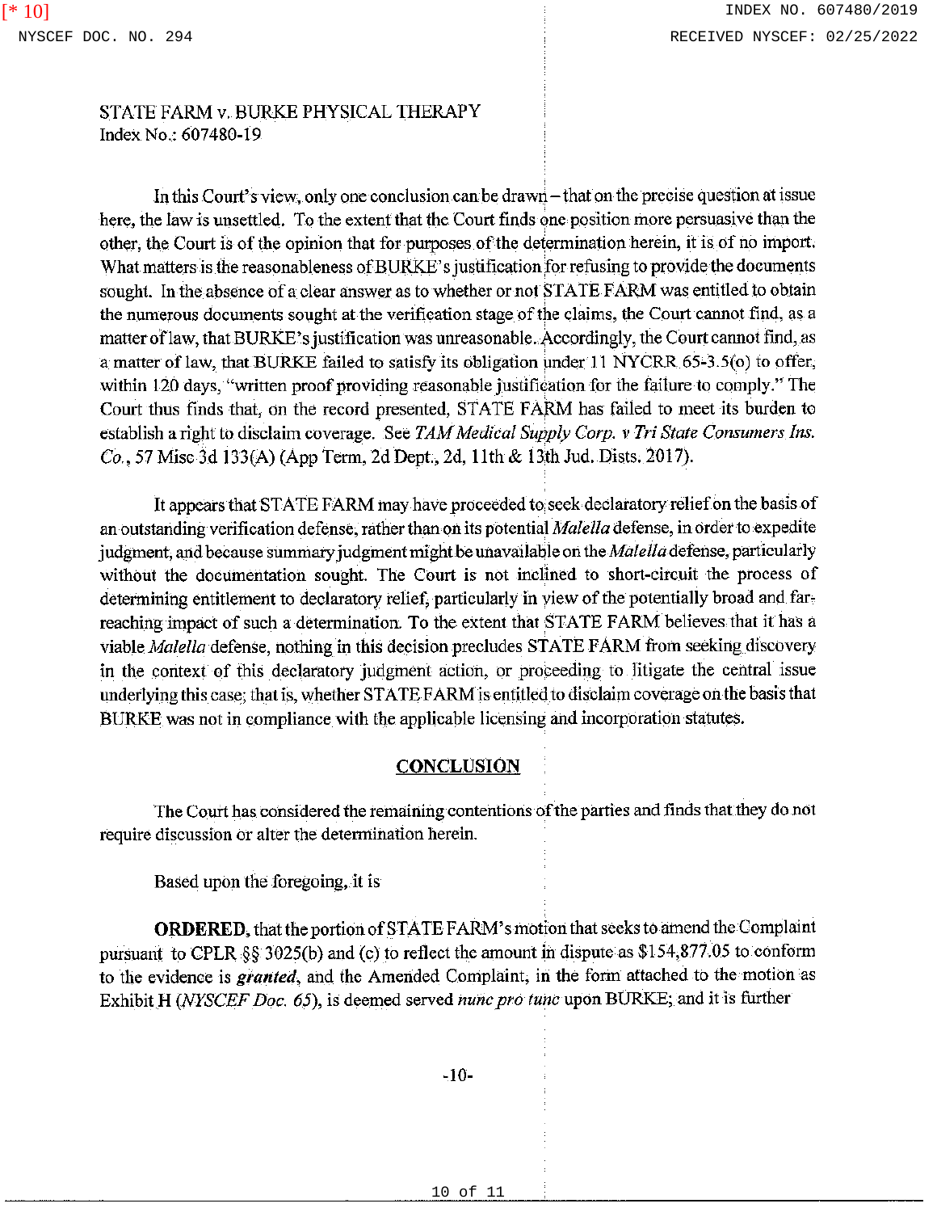STATE FARM v. BURKE PHYSICAL THERAPY
Index No.: 607480-19

In this Court's view, only one conclusion can be drawn – that on the precise question at issue here, the law is unsettled. To the extent that the Court finds one position more persuasive than the other, the Court is of the opinion that for purposes of the determination herein, it is of no import. What matters is the reasonableness of BURKE's justification for refusing to provide the documents sought. In the absence of a clear answer as to whether or not STATE FARM was entitled to obtain the numerous documents sought at the verification stage of the claims, the Court cannot find, as a matter of law, that BURKE's justification was unreasonable. Accordingly, the Court cannot find, as a matter of law, that BURKE failed to satisfy its obligation under 11 NYCRR 65-3.5(o) to offer, within 120 days, "written proof providing reasonable justification for the failure to comply." The Court thus finds that, on the record presented, STATE FARM has failed to meet its burden to establish a right to disclaim coverage. See *TAM Medical Supply Corp. v Tri State Consumers Ins. Co.*, 57 Misc 3d 133(A) (App Term, 2d Dept., 2d, 11th & 13th Jud. Dists. 2017).

It appears that STATE FARM may have proceeded to seek declaratory relief on the basis of an outstanding verification defense, rather than on its potential *Malella* defense, in order to expedite judgment, and because summary judgment might be unavailable on the *Malella* defense, particularly without the documentation sought. The Court is not inclined to short-circuit the process of determining entitlement to declaratory relief, particularly in view of the potentially broad and far-reaching impact of such a determination. To the extent that STATE FARM believes that it has a viable *Malella* defense, nothing in this decision precludes STATE FARM from seeking discovery in the context of this declaratory judgment action, or proceeding to litigate the central issue underlying this case; that is, whether STATE FARM is entitled to disclaim coverage on the basis that BURKE was not in compliance with the applicable licensing and incorporation statutes.

## CONCLUSION

The Court has considered the remaining contentions of the parties and finds that they do not require discussion or alter the determination herein.

Based upon the foregoing, it is

**ORDERED**, that the portion of STATE FARM's motion that seeks to amend the Complaint pursuant to CPLR §§ 3025(b) and (c) to reflect the amount in dispute as $154,877.05 to conform to the evidence is ***granted***, and the Amended Complaint, in the form attached to the motion as Exhibit H (*NYSCEF Doc. 65*), is deemed served *nunc pro tunc* upon BURKE; and it is further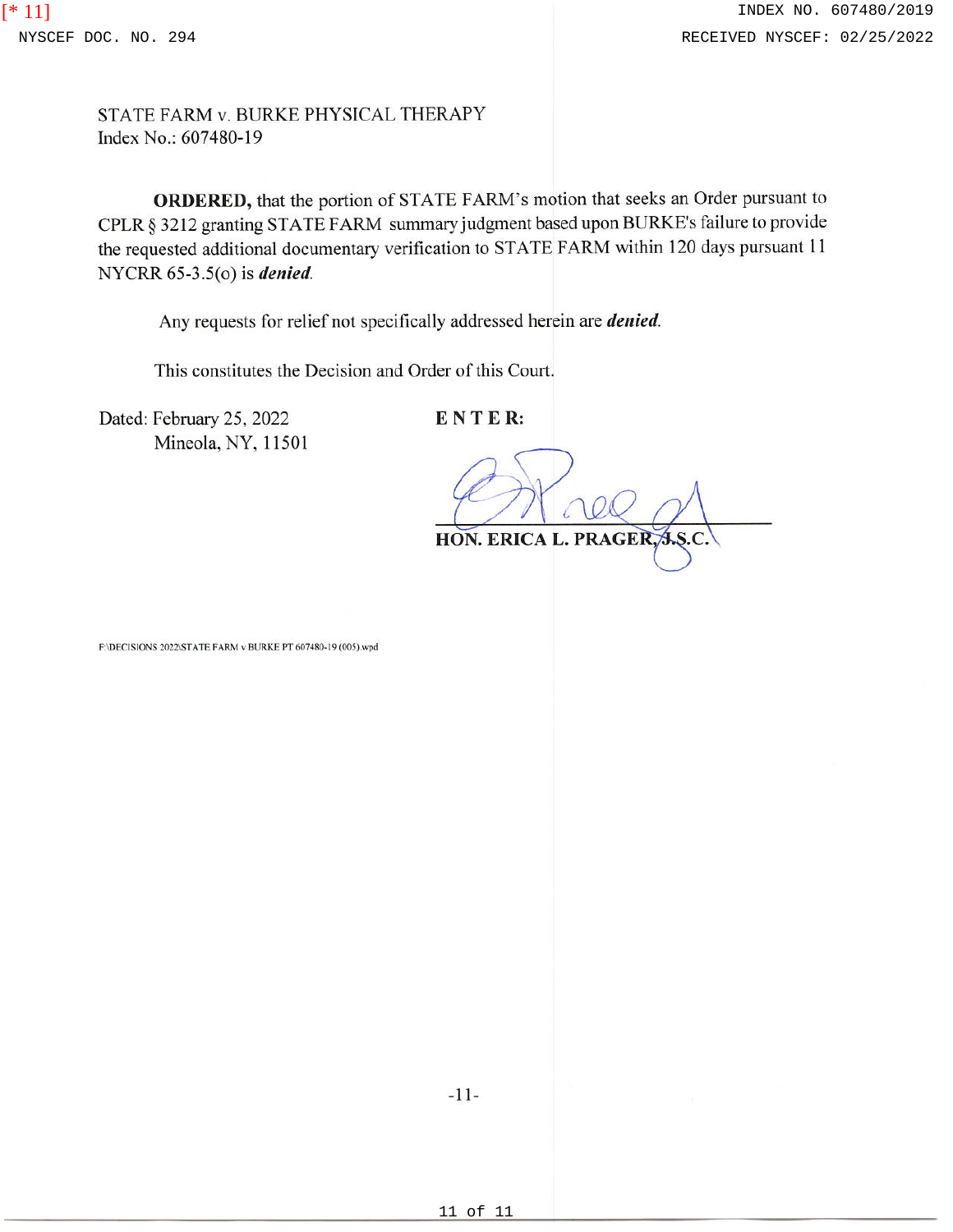STATE FARM v. BURKE PHYSICAL THERAPY
Index No.: 607480-19

**ORDERED,** that the portion of STATE FARM's motion that seeks an Order pursuant to CPLR § 3212 granting STATE FARM summary judgment based upon BURKE's failure to provide the requested additional documentary verification to STATE FARM within 120 days pursuant 11 NYCRR 65-3.5(o) is ***denied***.

Any requests for relief not specifically addressed herein are ***denied***.

This constitutes the Decision and Order of this Court.

Dated: February 25, 2022
Mineola, NY, 11501

**E N T E R:**

**HON. ERICA L. PRAGER, J.S.C.**

F:\DECISIONS 2022\STATE FARM v BURKE PT 607480-19 (005).wpd